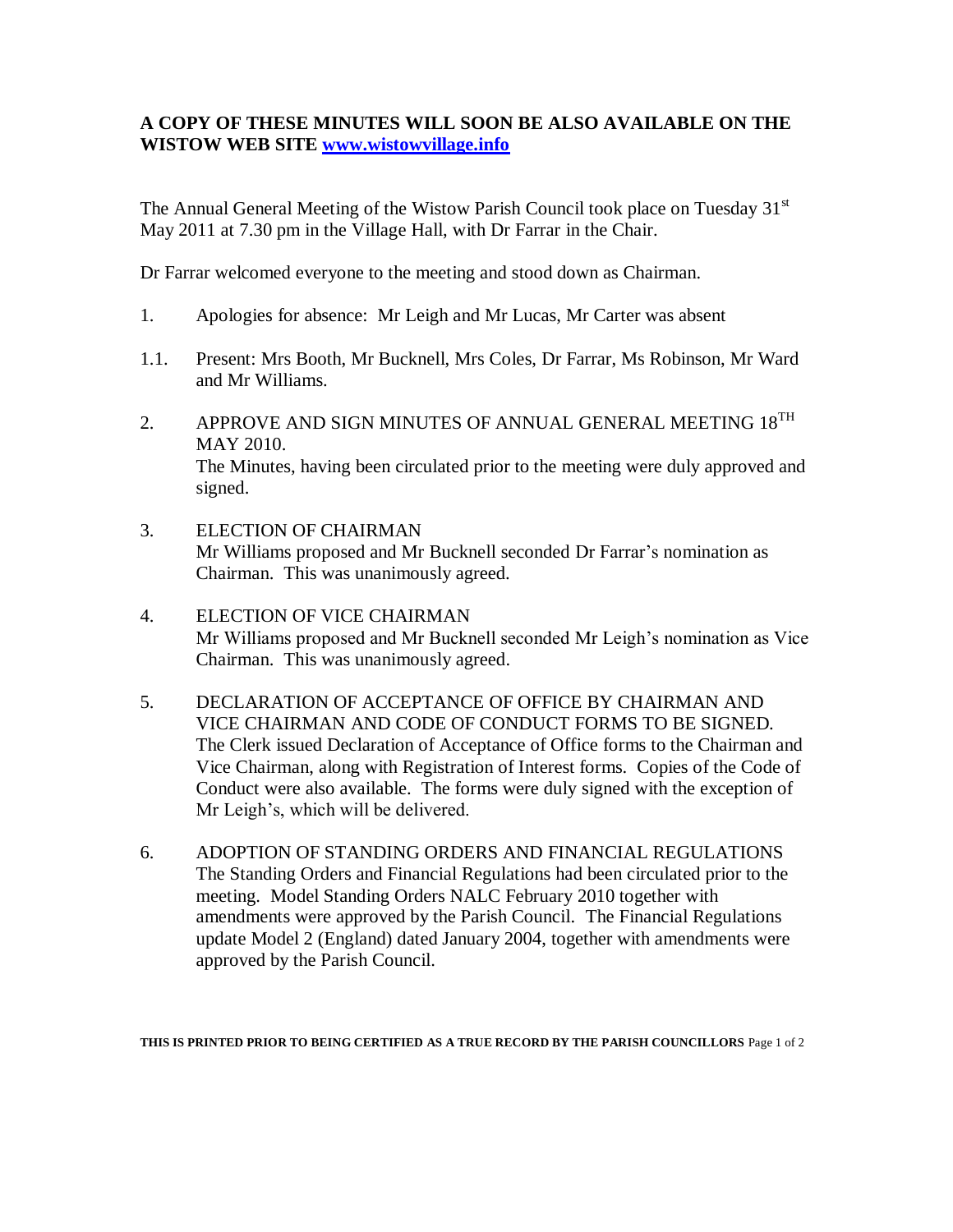**A COPY OF THESE MINUTES WILL SOON BE ALSO AVAILABLE ON THE WISTOW WEB SITE [www.wistowvillage.info](http://www.wistowvillage.info)**

The Annual General Meeting of the Wistow Parish Council took place on Tuesday 31st May 2011 at 7.30 pm in the Village Hall, with Dr Farrar in the Chair.

Dr Farrar welcomed everyone to the meeting and stood down as Chairman.

1. Apologies for absence: Mr Leigh and Mr Lucas, Mr Carter was absent

1.1. Present: Mrs Booth, Mr Bucknell, Mrs Coles, Dr Farrar, Ms Robinson, Mr Ward and Mr Williams.

2. APPROVE AND SIGN MINUTES OF ANNUAL GENERAL MEETING 18TH MAY 2010.
   The Minutes, having been circulated prior to the meeting were duly approved and signed.

3. ELECTION OF CHAIRMAN
   Mr Williams proposed and Mr Bucknell seconded Dr Farrar's nomination as Chairman. This was unanimously agreed.

4. ELECTION OF VICE CHAIRMAN
   Mr Williams proposed and Mr Bucknell seconded Mr Leigh's nomination as Vice Chairman. This was unanimously agreed.

5. DECLARATION OF ACCEPTANCE OF OFFICE BY CHAIRMAN AND VICE CHAIRMAN AND CODE OF CONDUCT FORMS TO BE SIGNED.
   The Clerk issued Declaration of Acceptance of Office forms to the Chairman and Vice Chairman, along with Registration of Interest forms. Copies of the Code of Conduct were also available. The forms were duly signed with the exception of Mr Leigh's, which will be delivered.

6. ADOPTION OF STANDING ORDERS AND FINANCIAL REGULATIONS
   The Standing Orders and Financial Regulations had been circulated prior to the meeting. Model Standing Orders NALC February 2010 together with amendments were approved by the Parish Council. The Financial Regulations update Model 2 (England) dated January 2004, together with amendments were approved by the Parish Council.

**THIS IS PRINTED PRIOR TO BEING CERTIFIED AS A TRUE RECORD BY THE PARISH COUNCILLORS**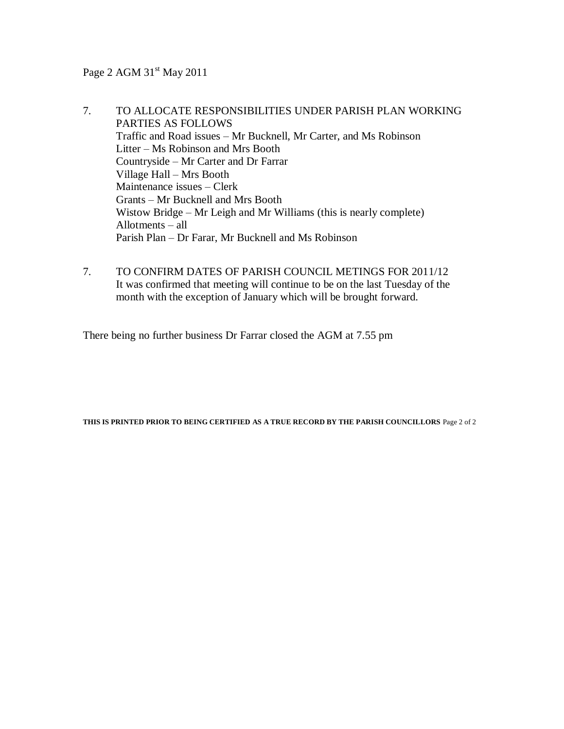Page 2 AGM 31st May 2011

7. TO ALLOCATE RESPONSIBILITIES UNDER PARISH PLAN WORKING PARTIES AS FOLLOWS
   Traffic and Road issues – Mr Bucknell, Mr Carter, and Ms Robinson
   Litter – Ms Robinson and Mrs Booth
   Countryside – Mr Carter and Dr Farrar
   Village Hall – Mrs Booth
   Maintenance issues – Clerk
   Grants – Mr Bucknell and Mrs Booth
   Wistow Bridge – Mr Leigh and Mr Williams (this is nearly complete)
   Allotments – all
   Parish Plan – Dr Farar, Mr Bucknell and Ms Robinson

7. TO CONFIRM DATES OF PARISH COUNCIL METINGS FOR 2011/12
   It was confirmed that meeting will continue to be on the last Tuesday of the month with the exception of January which will be brought forward.

There being no further business Dr Farrar closed the AGM at 7.55 pm

**THIS IS PRINTED PRIOR TO BEING CERTIFIED AS A TRUE RECORD BY THE PARISH COUNCILLORS**